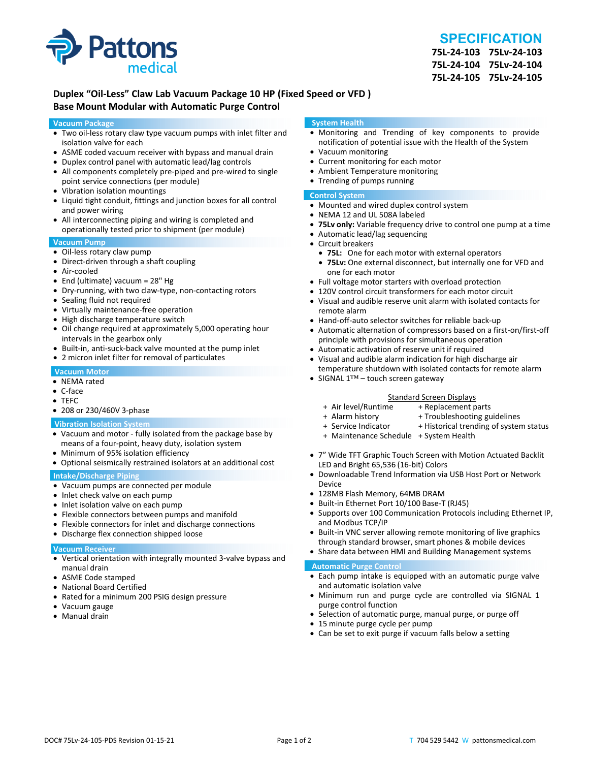Pattons medical

# SPECIFICATION

**75L-24-103 75Lv-24-103**
**75L-24-104 75Lv-24-104**
**75L-24-105 75Lv-24-105**

## Duplex "Oil-Less" Claw Lab Vacuum Package 10 HP (Fixed Speed or VFD )
## Base Mount Modular with Automatic Purge Control

### Vacuum Package

- Two oil-less rotary claw type vacuum pumps with inlet filter and isolation valve for each
- ASME coded vacuum receiver with bypass and manual drain
- Duplex control panel with automatic lead/lag controls
- All components completely pre-piped and pre-wired to single point service connections (per module)
- Vibration isolation mountings
- Liquid tight conduit, fittings and junction boxes for all control and power wiring
- All interconnecting piping and wiring is completed and operationally tested prior to shipment (per module)

### Vacuum Pump

- Oil-less rotary claw pump
- Direct-driven through a shaft coupling
- Air-cooled
- End (ultimate) vacuum = 28" Hg
- Dry-running, with two claw-type, non-contacting rotors
- Sealing fluid not required
- Virtually maintenance-free operation
- High discharge temperature switch
- Oil change required at approximately 5,000 operating hour intervals in the gearbox only
- Built-in, anti-suck-back valve mounted at the pump inlet
- 2 micron inlet filter for removal of particulates

### Vacuum Motor

- NEMA rated
- C-face
- TEFC
- 208 or 230/460V 3-phase

### Vibration Isolation System

- Vacuum and motor - fully isolated from the package base by means of a four-point, heavy duty, isolation system
- Minimum of 95% isolation efficiency
- Optional seismically restrained isolators at an additional cost

### Intake/Discharge Piping

- Vacuum pumps are connected per module
- Inlet check valve on each pump
- Inlet isolation valve on each pump
- Flexible connectors between pumps and manifold
- Flexible connectors for inlet and discharge connections
- Discharge flex connection shipped loose

### Vacuum Receiver

- Vertical orientation with integrally mounted 3-valve bypass and manual drain
- ASME Code stamped
- National Board Certified
- Rated for a minimum 200 PSIG design pressure
- Vacuum gauge
- Manual drain

### System Health

- Monitoring and Trending of key components to provide notification of potential issue with the Health of the System
- Vacuum monitoring
- Current monitoring for each motor
- Ambient Temperature monitoring
- Trending of pumps running

### Control System

- Mounted and wired duplex control system
- NEMA 12 and UL 508A labeled
- **75Lv only:** Variable frequency drive to control one pump at a time
- Automatic lead/lag sequencing
- Circuit breakers
  - **75L:** One for each motor with external operators
  - **75Lv:** One external disconnect, but internally one for VFD and one for each motor
- Full voltage motor starters with overload protection
- 120V control circuit transformers for each motor circuit
- Visual and audible reserve unit alarm with isolated contacts for remote alarm
- Hand-off-auto selector switches for reliable back-up
- Automatic alternation of compressors based on a first-on/first-off principle with provisions for simultaneous operation
- Automatic activation of reserve unit if required
- Visual and audible alarm indication for high discharge air temperature shutdown with isolated contacts for remote alarm
- SIGNAL 1™ – touch screen gateway

Standard Screen Displays

| | |
|---|---|
| + Air level/Runtime | + Replacement parts |
| + Alarm history | + Troubleshooting guidelines |
| + Service Indicator | + Historical trending of system status |
| + Maintenance Schedule | + System Health |

- 7" Wide TFT Graphic Touch Screen with Motion Actuated Backlit LED and Bright 65,536 (16-bit) Colors
- Downloadable Trend Information via USB Host Port or Network Device
- 128MB Flash Memory, 64MB DRAM
- Built-in Ethernet Port 10/100 Base-T (RJ45)
- Supports over 100 Communication Protocols including Ethernet IP, and Modbus TCP/IP
- Built-in VNC server allowing remote monitoring of live graphics through standard browser, smart phones & mobile devices
- Share data between HMI and Building Management systems

### Automatic Purge Control

- Each pump intake is equipped with an automatic purge valve and automatic isolation valve
- Minimum run and purge cycle are controlled via SIGNAL 1 purge control function
- Selection of automatic purge, manual purge, or purge off
- 15 minute purge cycle per pump
- Can be set to exit purge if vacuum falls below a setting

DOC# 75Lv-24-105-PDS Revision 01-15-21 T 704 529 5442 W pattonsmedical.com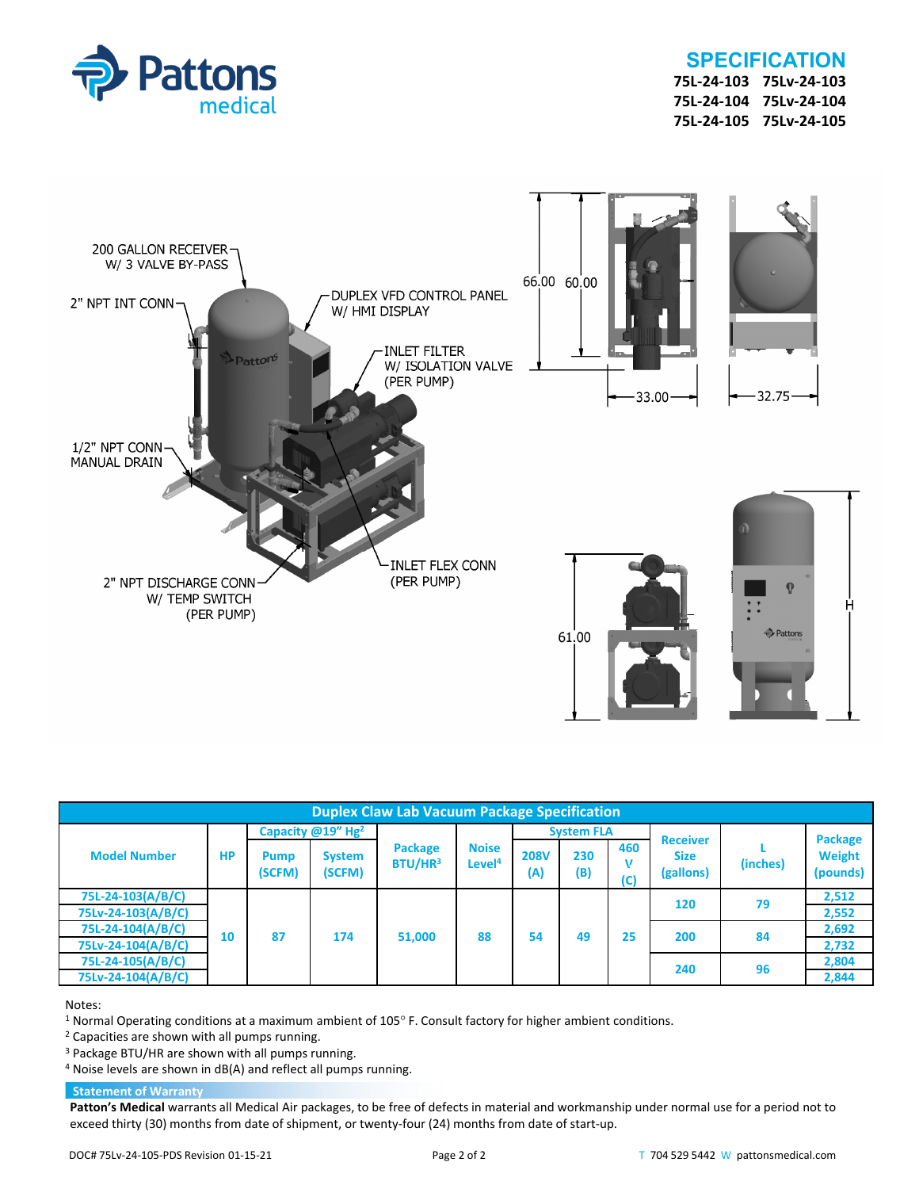# SPECIFICATION

**75L-24-103 75Lv-24-103**
**75L-24-104 75Lv-24-104**
**75L-24-105 75Lv-24-105**

200 GALLON RECEIVER W/ 3 VALVE BY-PASS

2" NPT INT CONN

DUPLEX VFD CONTROL PANEL W/ HMI DISPLAY

INLET FILTER W/ ISOLATION VALVE (PER PUMP)

1/2" NPT CONN MANUAL DRAIN

INLET FLEX CONN (PER PUMP)

2" NPT DISCHARGE CONN W/ TEMP SWITCH (PER PUMP)

66.00 60.00

33.00

32.75

61.00

H

| Duplex Claw Lab Vacuum Package Specification | | | | | | | | | | | |
|---|---|---|---|---|---|---|---|---|---|---|---|
| Model Number | HP | Capacity @19" Hg[2] Pump (SCFM) | Capacity @19" Hg[2] System (SCFM) | Package BTU/HR[3] | Noise Level[4] | System FLA 208V (A) | System FLA 230 (B) | System FLA 460 V (C) | Receiver Size (gallons) | L (inches) | Package Weight (pounds) |
| 75L-24-103(A/B/C) | 10 | 87 | 174 | 51,000 | 88 | 54 | 49 | 25 | 120 | 79 | 2,512 |
| 75Lv-24-103(A/B/C) | | | | | | | | | | | 2,552 |
| 75L-24-104(A/B/C) | | | | | | | | | 200 | 84 | 2,692 |
| 75Lv-24-104(A/B/C) | | | | | | | | | | | 2,732 |
| 75L-24-105(A/B/C) | | | | | | | | | 240 | 96 | 2,804 |
| 75Lv-24-104(A/B/C) | | | | | | | | | | | 2,844 |

Notes:

[1] Normal Operating conditions at a maximum ambient of 105° F. Consult factory for higher ambient conditions.
[2] Capacities are shown with all pumps running.
[3] Package BTU/HR are shown with all pumps running.
[4] Noise levels are shown in dB(A) and reflect all pumps running.

**Statement of Warranty**

**Patton's Medical** warrants all Medical Air packages, to be free of defects in material and workmanship under normal use for a period not to exceed thirty (30) months from date of shipment, or twenty-four (24) months from date of start-up.

DOC# 75Lv-24-105-PDS Revision 01-15-21

T 704 529 5442 W pattonsmedical.com